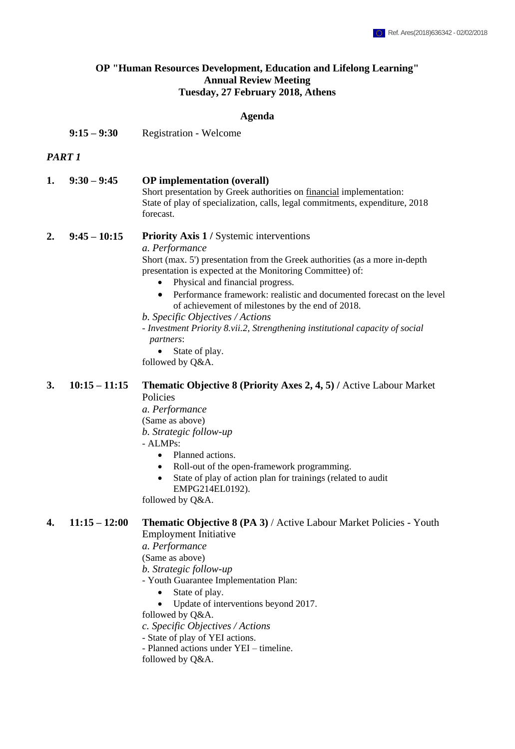Ref. Ares(2018)636342 - 02/02/2018

**OP "Human Resources Development, Education and Lifelong Learning"**
**Annual Review Meeting**
**Tuesday, 27 February 2018, Athens**

## Agenda

**9:15 – 9:30** Registration - Welcome

***PART 1***

**1. 9:30 – 9:45** **OP implementation (overall)**
Short presentation by Greek authorities on financial implementation:
State of play of specialization, calls, legal commitments, expenditure, 2018 forecast.

**2. 9:45 – 10:15** **Priority Axis 1 /** Systemic interventions

*a. Performance*

Short (max. 5') presentation from the Greek authorities (as a more in-depth presentation is expected at the Monitoring Committee) of:

- Physical and financial progress.
- Performance framework: realistic and documented forecast on the level of achievement of milestones by the end of 2018.

*b. Specific Objectives / Actions*

- *Investment Priority 8.vii.2, Strengthening institutional capacity of social partners*:
  - State of play.

followed by Q&A.

**3. 10:15 – 11:15** **Thematic Objective 8 (Priority Axes 2, 4, 5) /** Active Labour Market Policies

*a. Performance*

(Same as above)

*b. Strategic follow-up*

- ALMPs:
  - Planned actions.
  - Roll-out of the open-framework programming.
  - State of play of action plan for trainings (related to audit EMPG214EL0192).

followed by Q&A.

**4. 11:15 – 12:00** **Thematic Objective 8 (PA 3)** / Active Labour Market Policies - Youth Employment Initiative

*a. Performance*

(Same as above)

*b. Strategic follow-up*

- Youth Guarantee Implementation Plan:
  - State of play.
  - Update of interventions beyond 2017.

followed by Q&A.

*c. Specific Objectives / Actions*

- State of play of YEI actions.
- Planned actions under YEI – timeline.

followed by Q&A.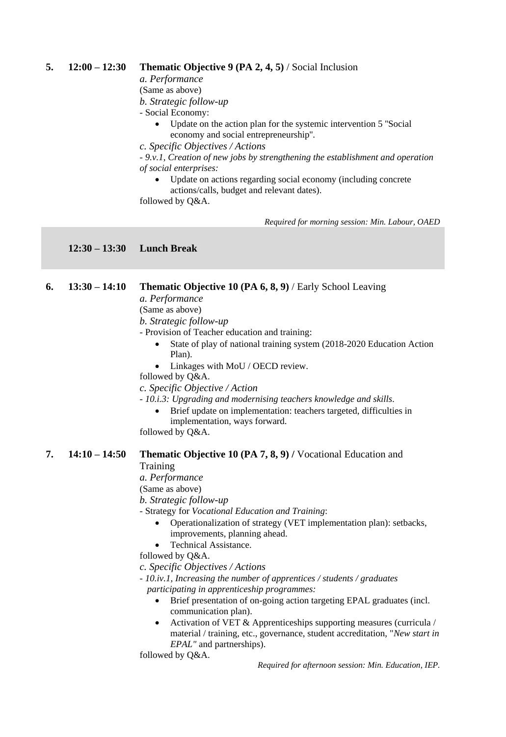**5.** **12:00 – 12:30** **Thematic Objective 9 (PA 2, 4, 5)** / Social Inclusion

*a. Performance*

(Same as above)

*b. Strategic follow-up*

- Social Economy:
    - Update on the action plan for the systemic intervention 5 "Social economy and social entrepreneurship".

*c. Specific Objectives / Actions*

*- 9.v.1, Creation of new jobs by strengthening the establishment and operation of social enterprises:*

- Update on actions regarding social economy (including concrete actions/calls, budget and relevant dates).

followed by Q&A.

*Required for morning session: Min. Labour, OAED*

**12:30 – 13:30** **Lunch Break**

**6.** **13:30 – 14:10** **Thematic Objective 10 (PA 6, 8, 9)** / Early School Leaving

*a. Performance*

(Same as above)

*b. Strategic follow-up*

- Provision of Teacher education and training:
    - State of play of national training system (2018-2020 Education Action Plan).
    - Linkages with MoU / OECD review.

followed by Q&A.

*c. Specific Objective / Action*

*- 10.i.3: Upgrading and modernising teachers knowledge and skills.*

- Brief update on implementation: teachers targeted, difficulties in implementation, ways forward.

followed by Q&A.

**7.** **14:10 – 14:50** **Thematic Objective 10 (PA 7, 8, 9) /** Vocational Education and Training

*a. Performance*

(Same as above)

*b. Strategic follow-up*

- Strategy for *Vocational Education and Training*:
    - Operationalization of strategy (VET implementation plan): setbacks, improvements, planning ahead.
    - Technical Assistance.

followed by Q&A.

*c. Specific Objectives / Actions*

*- 10.iv.1, Increasing the number of apprentices / students / graduates participating in apprenticeship programmes:*

- Brief presentation of on-going action targeting EPAL graduates (incl. communication plan).
- Activation of VET & Apprenticeships supporting measures (curricula / material / training, etc., governance, student accreditation, "*New start in EPAL"* and partnerships).

followed by Q&A.

*Required for afternoon session: Min. Education, IEP.*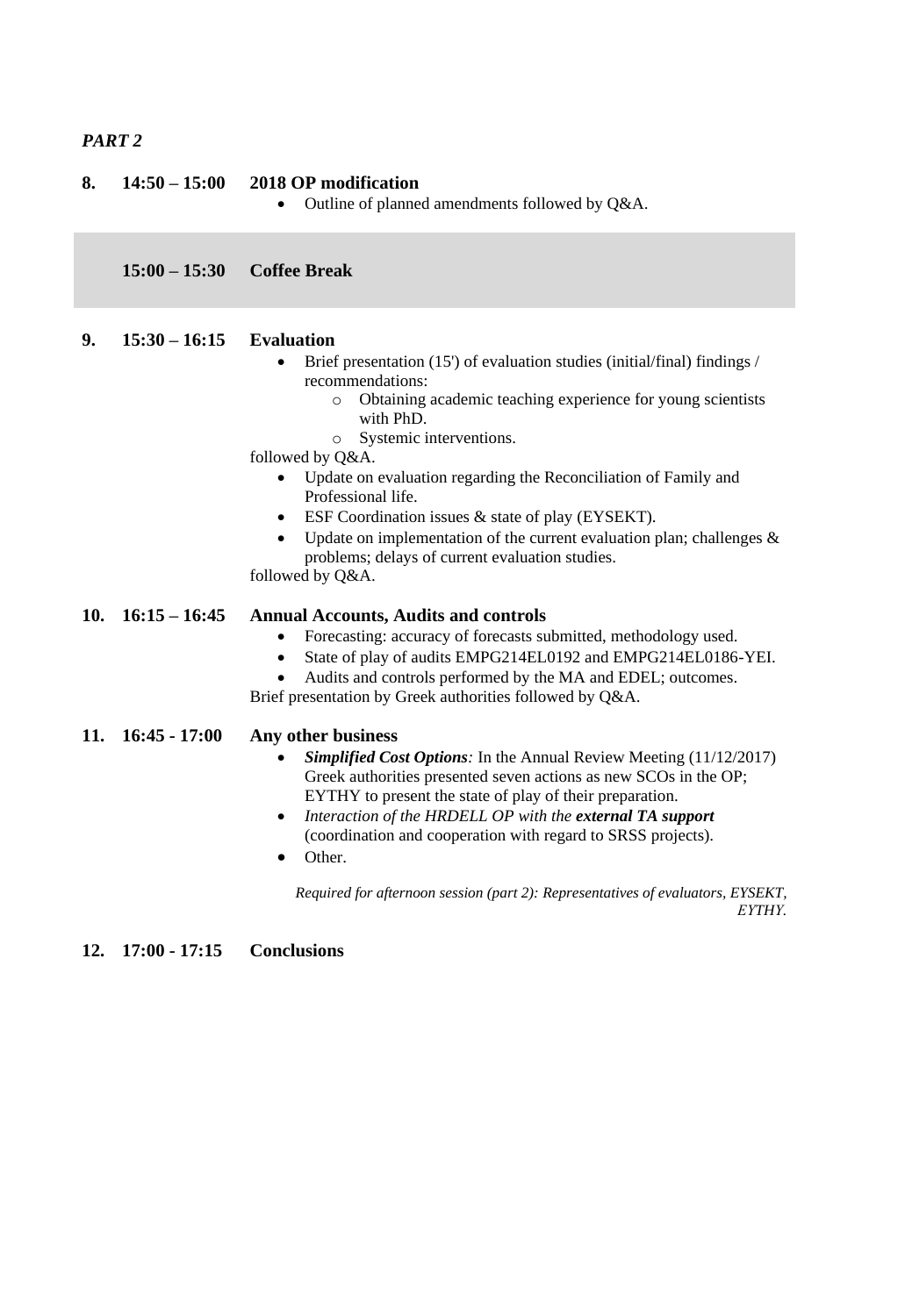*PART 2*

**8. 14:50 – 15:00 2018 OP modification**

- Outline of planned amendments followed by Q&A.

**15:00 – 15:30 Coffee Break**

**9. 15:30 – 16:15 Evaluation**

- Brief presentation (15') of evaluation studies (initial/final) findings / recommendations:
    - Obtaining academic teaching experience for young scientists with PhD.
    - Systemic interventions.

followed by Q&A.

- Update on evaluation regarding the Reconciliation of Family and Professional life.
- ESF Coordination issues & state of play (EYSEKT).
- Update on implementation of the current evaluation plan; challenges & problems; delays of current evaluation studies.

followed by Q&A.

**10. 16:15 – 16:45 Annual Accounts, Audits and controls**

- Forecasting: accuracy of forecasts submitted, methodology used.
- State of play of audits EMPG214EL0192 and EMPG214EL0186-YEI.
- Audits and controls performed by the MA and EDEL; outcomes.

Brief presentation by Greek authorities followed by Q&A.

**11. 16:45 - 17:00 Any other business**

- ***Simplified Cost Options****:* In the Annual Review Meeting (11/12/2017) Greek authorities presented seven actions as new SCOs in the OP; EYTHY to present the state of play of their preparation.
- *Interaction of the HRDELL OP with the* ***external TA support*** (coordination and cooperation with regard to SRSS projects).
- Other.

*Required for afternoon session (part 2): Representatives of evaluators, EYSEKT, EYTHY.*

**12. 17:00 - 17:15 Conclusions**